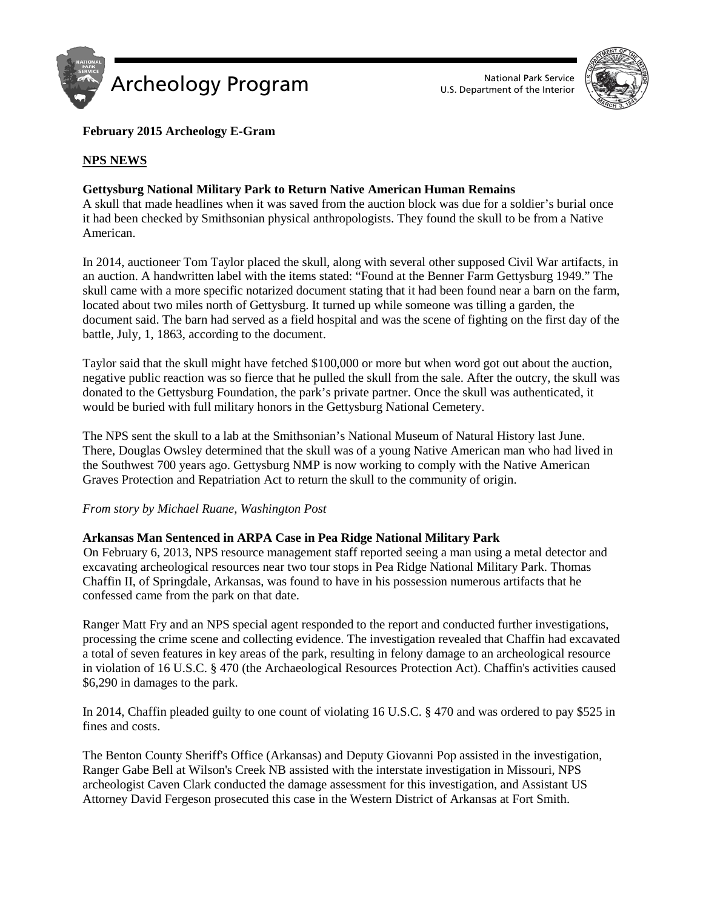# February 2015 Archeology E-Gram

## NPS NEWS

### Gettysburg National Military Park to Return Native American Human Remains

A skull that made headlines when it was saved from the auction block was due for a soldier's burial once it had been checked by Smithsonian physical anthropologists. They found the skull to be from a Native American.

In 2014, auctioneer Tom Taylor placed the skull, along with several other supposed Civil War artifacts, in an auction. A handwritten label with the items stated: "Found at the Benner Farm Gettysburg 1949." The skull came with a more specific notarized document stating that it had been found near a barn on the farm, located about two miles north of Gettysburg. It turned up while someone was tilling a garden, the document said. The barn had served as a field hospital and was the scene of fighting on the first day of the battle, July, 1, 1863, according to the document.

Taylor said that the skull might have fetched $100,000 or more but when word got out about the auction, negative public reaction was so fierce that he pulled the skull from the sale. After the outcry, the skull was donated to the Gettysburg Foundation, the park's private partner. Once the skull was authenticated, it would be buried with full military honors in the Gettysburg National Cemetery.

The NPS sent the skull to a lab at the Smithsonian's National Museum of Natural History last June. There, Douglas Owsley determined that the skull was of a young Native American man who had lived in the Southwest 700 years ago. Gettysburg NMP is now working to comply with the Native American Graves Protection and Repatriation Act to return the skull to the community of origin.

*From story by Michael Ruane, Washington Post*

### Arkansas Man Sentenced in ARPA Case in Pea Ridge National Military Park

On February 6, 2013, NPS resource management staff reported seeing a man using a metal detector and excavating archeological resources near two tour stops in Pea Ridge National Military Park. Thomas Chaffin II, of Springdale, Arkansas, was found to have in his possession numerous artifacts that he confessed came from the park on that date.

Ranger Matt Fry and an NPS special agent responded to the report and conducted further investigations, processing the crime scene and collecting evidence. The investigation revealed that Chaffin had excavated a total of seven features in key areas of the park, resulting in felony damage to an archeological resource in violation of 16 U.S.C. § 470 (the Archaeological Resources Protection Act). Chaffin's activities caused $6,290 in damages to the park.

In 2014, Chaffin pleaded guilty to one count of violating 16 U.S.C. § 470 and was ordered to pay $525 in fines and costs.

The Benton County Sheriff's Office (Arkansas) and Deputy Giovanni Pop assisted in the investigation, Ranger Gabe Bell at Wilson's Creek NB assisted with the interstate investigation in Missouri, NPS archeologist Caven Clark conducted the damage assessment for this investigation, and Assistant US Attorney David Fergeson prosecuted this case in the Western District of Arkansas at Fort Smith.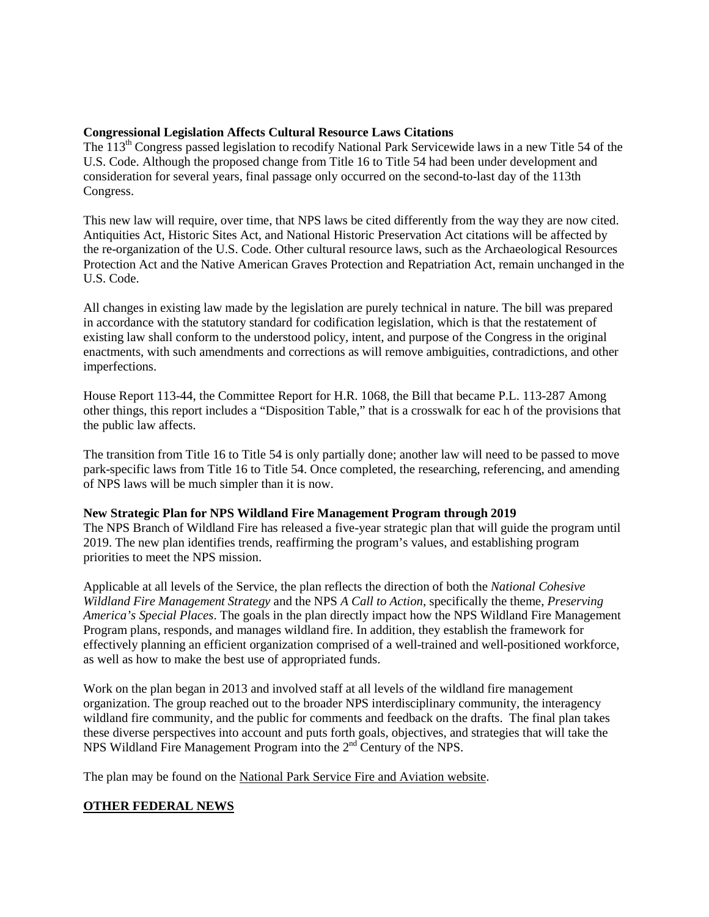**Congressional Legislation Affects Cultural Resource Laws Citations**

The 113th Congress passed legislation to recodify National Park Servicewide laws in a new Title 54 of the U.S. Code. Although the proposed change from Title 16 to Title 54 had been under development and consideration for several years, final passage only occurred on the second-to-last day of the 113th Congress.

This new law will require, over time, that NPS laws be cited differently from the way they are now cited. Antiquities Act, Historic Sites Act, and National Historic Preservation Act citations will be affected by the re-organization of the U.S. Code. Other cultural resource laws, such as the Archaeological Resources Protection Act and the Native American Graves Protection and Repatriation Act, remain unchanged in the U.S. Code.

All changes in existing law made by the legislation are purely technical in nature. The bill was prepared in accordance with the statutory standard for codification legislation, which is that the restatement of existing law shall conform to the understood policy, intent, and purpose of the Congress in the original enactments, with such amendments and corrections as will remove ambiguities, contradictions, and other imperfections.

House Report 113-44, the Committee Report for H.R. 1068, the Bill that became P.L. 113-287 Among other things, this report includes a "Disposition Table," that is a crosswalk for eac h of the provisions that the public law affects.

The transition from Title 16 to Title 54 is only partially done; another law will need to be passed to move park-specific laws from Title 16 to Title 54. Once completed, the researching, referencing, and amending of NPS laws will be much simpler than it is now.

**New Strategic Plan for NPS Wildland Fire Management Program through 2019**

The NPS Branch of Wildland Fire has released a five-year strategic plan that will guide the program until 2019. The new plan identifies trends, reaffirming the program's values, and establishing program priorities to meet the NPS mission.

Applicable at all levels of the Service, the plan reflects the direction of both the *National Cohesive Wildland Fire Management Strategy* and the NPS *A Call to Action*, specifically the theme, *Preserving America's Special Places*. The goals in the plan directly impact how the NPS Wildland Fire Management Program plans, responds, and manages wildland fire. In addition, they establish the framework for effectively planning an efficient organization comprised of a well-trained and well-positioned workforce, as well as how to make the best use of appropriated funds.

Work on the plan began in 2013 and involved staff at all levels of the wildland fire management organization. The group reached out to the broader NPS interdisciplinary community, the interagency wildland fire community, and the public for comments and feedback on the drafts. The final plan takes these diverse perspectives into account and puts forth goals, objectives, and strategies that will take the NPS Wildland Fire Management Program into the 2nd Century of the NPS.

The plan may be found on the National Park Service Fire and Aviation website.

## OTHER FEDERAL NEWS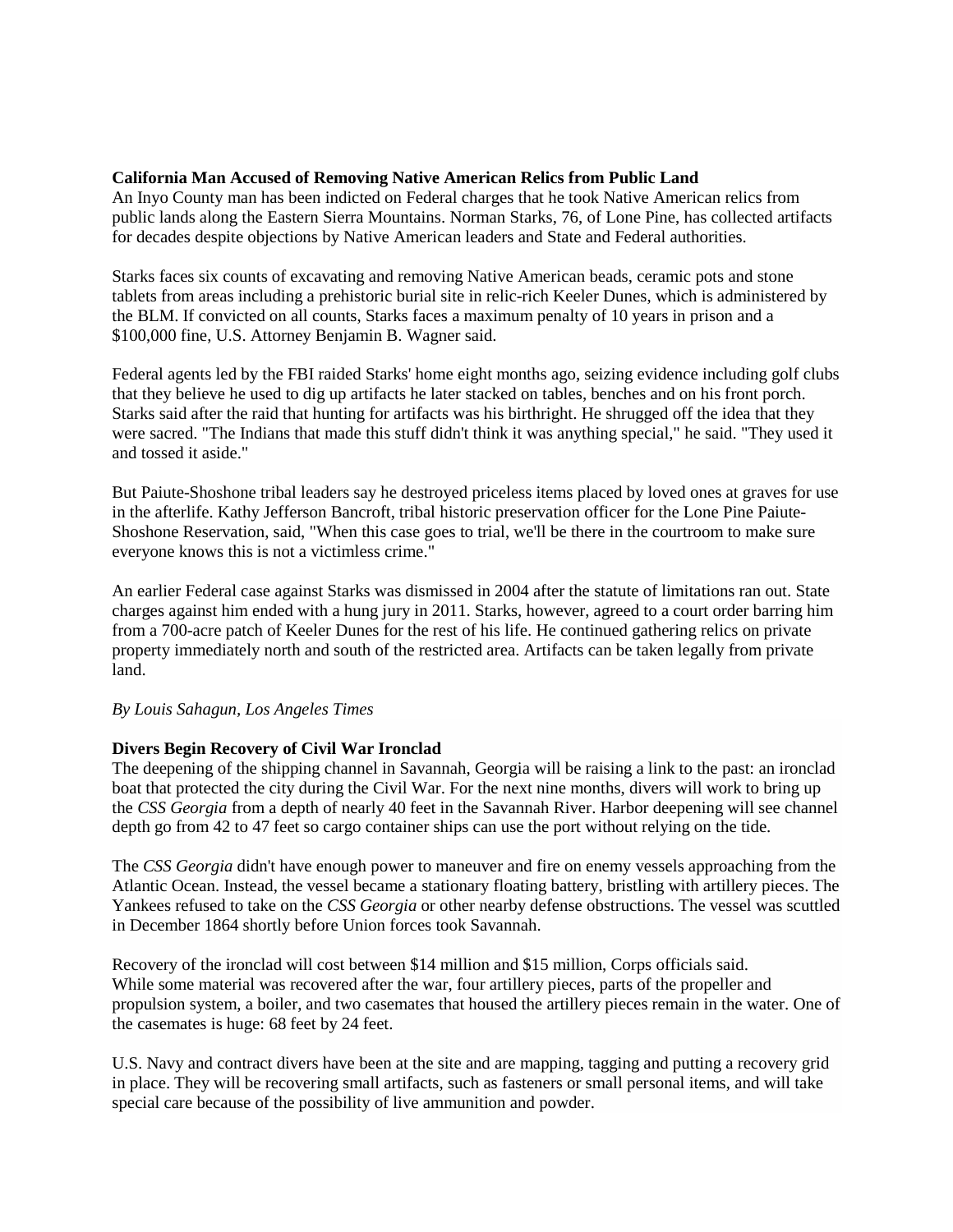**California Man Accused of Removing Native American Relics from Public Land**

An Inyo County man has been indicted on Federal charges that he took Native American relics from public lands along the Eastern Sierra Mountains. Norman Starks, 76, of Lone Pine, has collected artifacts for decades despite objections by Native American leaders and State and Federal authorities.

Starks faces six counts of excavating and removing Native American beads, ceramic pots and stone tablets from areas including a prehistoric burial site in relic-rich Keeler Dunes, which is administered by the BLM. If convicted on all counts, Starks faces a maximum penalty of 10 years in prison and a $100,000 fine, U.S. Attorney Benjamin B. Wagner said.

Federal agents led by the FBI raided Starks' home eight months ago, seizing evidence including golf clubs that they believe he used to dig up artifacts he later stacked on tables, benches and on his front porch. Starks said after the raid that hunting for artifacts was his birthright. He shrugged off the idea that they were sacred. "The Indians that made this stuff didn't think it was anything special," he said. "They used it and tossed it aside."

But Paiute-Shoshone tribal leaders say he destroyed priceless items placed by loved ones at graves for use in the afterlife. Kathy Jefferson Bancroft, tribal historic preservation officer for the Lone Pine Paiute-Shoshone Reservation, said, "When this case goes to trial, we'll be there in the courtroom to make sure everyone knows this is not a victimless crime."

An earlier Federal case against Starks was dismissed in 2004 after the statute of limitations ran out. State charges against him ended with a hung jury in 2011. Starks, however, agreed to a court order barring him from a 700-acre patch of Keeler Dunes for the rest of his life. He continued gathering relics on private property immediately north and south of the restricted area. Artifacts can be taken legally from private land.

*By Louis Sahagun, Los Angeles Times*

**Divers Begin Recovery of Civil War Ironclad**

The deepening of the shipping channel in Savannah, Georgia will be raising a link to the past: an ironclad boat that protected the city during the Civil War. For the next nine months, divers will work to bring up the *CSS Georgia* from a depth of nearly 40 feet in the Savannah River. Harbor deepening will see channel depth go from 42 to 47 feet so cargo container ships can use the port without relying on the tide.

The *CSS Georgia* didn't have enough power to maneuver and fire on enemy vessels approaching from the Atlantic Ocean. Instead, the vessel became a stationary floating battery, bristling with artillery pieces. The Yankees refused to take on the *CSS Georgia* or other nearby defense obstructions. The vessel was scuttled in December 1864 shortly before Union forces took Savannah.

Recovery of the ironclad will cost between $14 million and $15 million, Corps officials said. While some material was recovered after the war, four artillery pieces, parts of the propeller and propulsion system, a boiler, and two casemates that housed the artillery pieces remain in the water. One of the casemates is huge: 68 feet by 24 feet.

U.S. Navy and contract divers have been at the site and are mapping, tagging and putting a recovery grid in place. They will be recovering small artifacts, such as fasteners or small personal items, and will take special care because of the possibility of live ammunition and powder.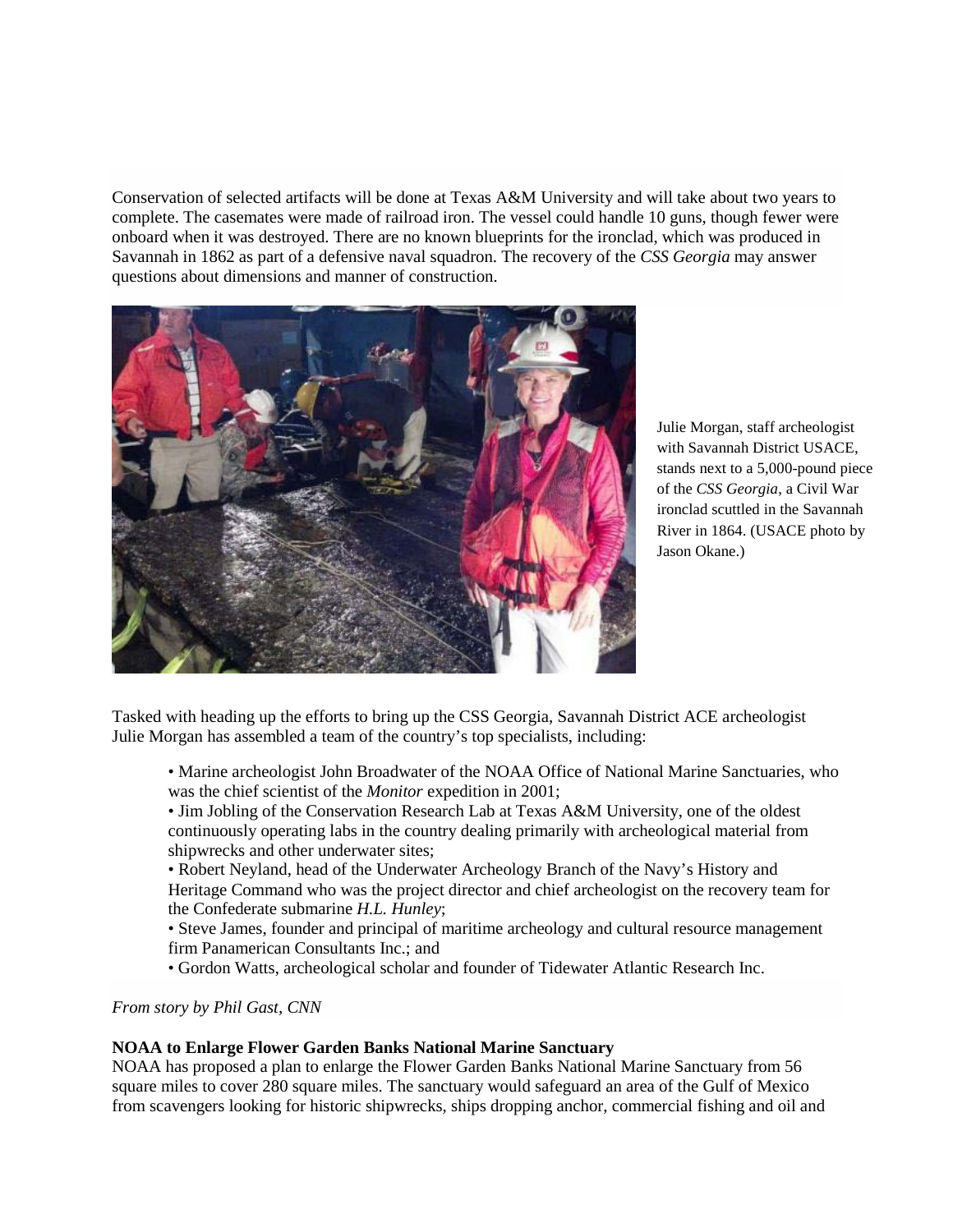Conservation of selected artifacts will be done at Texas A&M University and will take about two years to complete. The casemates were made of railroad iron. The vessel could handle 10 guns, though fewer were onboard when it was destroyed. There are no known blueprints for the ironclad, which was produced in Savannah in 1862 as part of a defensive naval squadron. The recovery of the *CSS Georgia* may answer questions about dimensions and manner of construction.

Julie Morgan, staff archeologist with Savannah District USACE, stands next to a 5,000-pound piece of the *CSS Georgia*, a Civil War ironclad scuttled in the Savannah River in 1864. (USACE photo by Jason Okane.)

Tasked with heading up the efforts to bring up the CSS Georgia, Savannah District ACE archeologist Julie Morgan has assembled a team of the country's top specialists, including:

- Marine archeologist John Broadwater of the NOAA Office of National Marine Sanctuaries, who was the chief scientist of the *Monitor* expedition in 2001;
- Jim Jobling of the Conservation Research Lab at Texas A&M University, one of the oldest continuously operating labs in the country dealing primarily with archeological material from shipwrecks and other underwater sites;
- Robert Neyland, head of the Underwater Archeology Branch of the Navy's History and Heritage Command who was the project director and chief archeologist on the recovery team for the Confederate submarine *H.L. Hunley*;
- Steve James, founder and principal of maritime archeology and cultural resource management firm Panamerican Consultants Inc.; and
- Gordon Watts, archeological scholar and founder of Tidewater Atlantic Research Inc.

*From story by Phil Gast, CNN*

**NOAA to Enlarge Flower Garden Banks National Marine Sanctuary**

NOAA has proposed a plan to enlarge the Flower Garden Banks National Marine Sanctuary from 56 square miles to cover 280 square miles. The sanctuary would safeguard an area of the Gulf of Mexico from scavengers looking for historic shipwrecks, ships dropping anchor, commercial fishing and oil and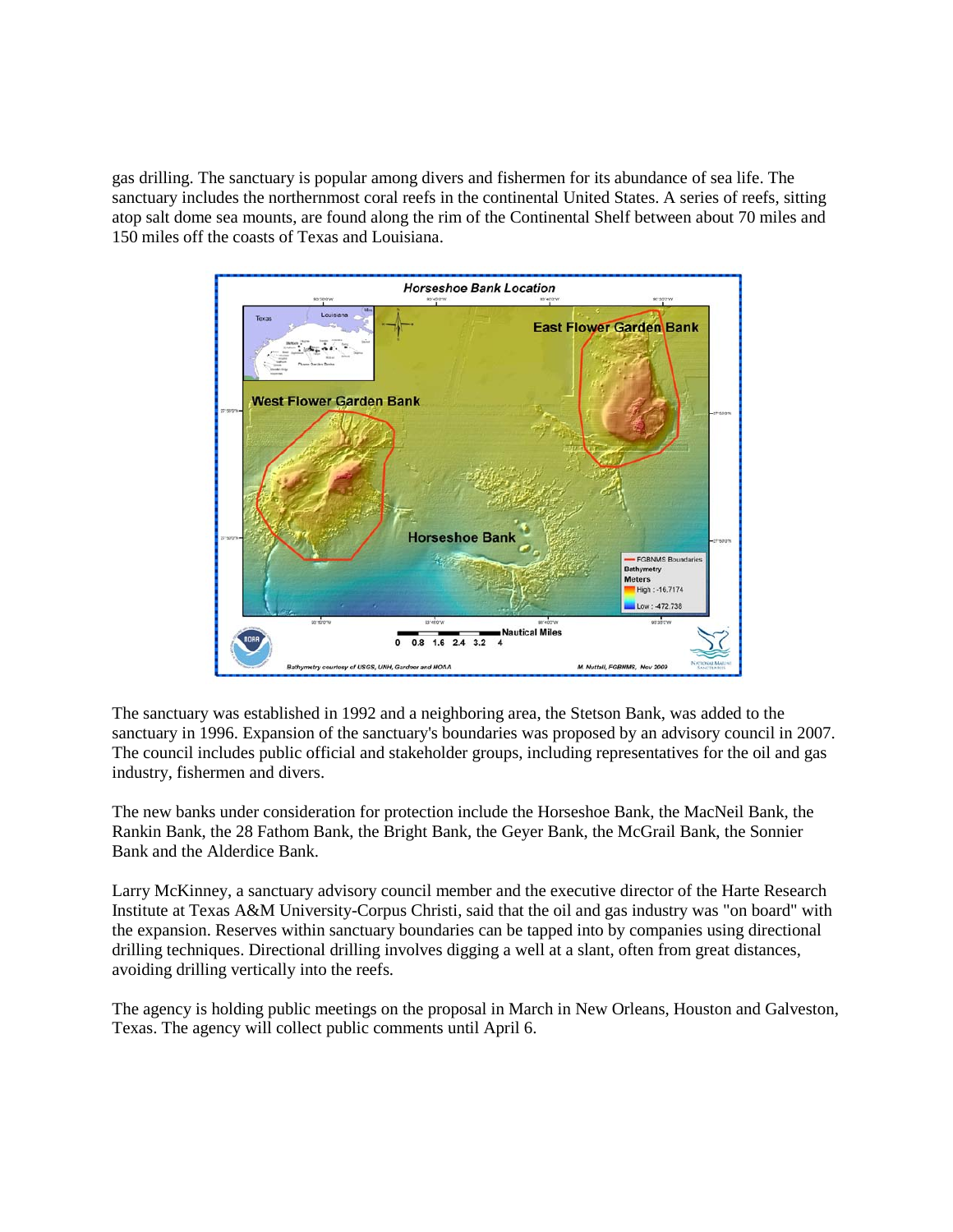gas drilling. The sanctuary is popular among divers and fishermen for its abundance of sea life. The sanctuary includes the northernmost coral reefs in the continental United States. A series of reefs, sitting atop salt dome sea mounts, are found along the rim of the Continental Shelf between about 70 miles and 150 miles off the coasts of Texas and Louisiana.

The sanctuary was established in 1992 and a neighboring area, the Stetson Bank, was added to the sanctuary in 1996. Expansion of the sanctuary's boundaries was proposed by an advisory council in 2007. The council includes public official and stakeholder groups, including representatives for the oil and gas industry, fishermen and divers.

The new banks under consideration for protection include the Horseshoe Bank, the MacNeil Bank, the Rankin Bank, the 28 Fathom Bank, the Bright Bank, the Geyer Bank, the McGrail Bank, the Sonnier Bank and the Alderdice Bank.

Larry McKinney, a sanctuary advisory council member and the executive director of the Harte Research Institute at Texas A&M University-Corpus Christi, said that the oil and gas industry was "on board" with the expansion. Reserves within sanctuary boundaries can be tapped into by companies using directional drilling techniques. Directional drilling involves digging a well at a slant, often from great distances, avoiding drilling vertically into the reefs.

The agency is holding public meetings on the proposal in March in New Orleans, Houston and Galveston, Texas. The agency will collect public comments until April 6.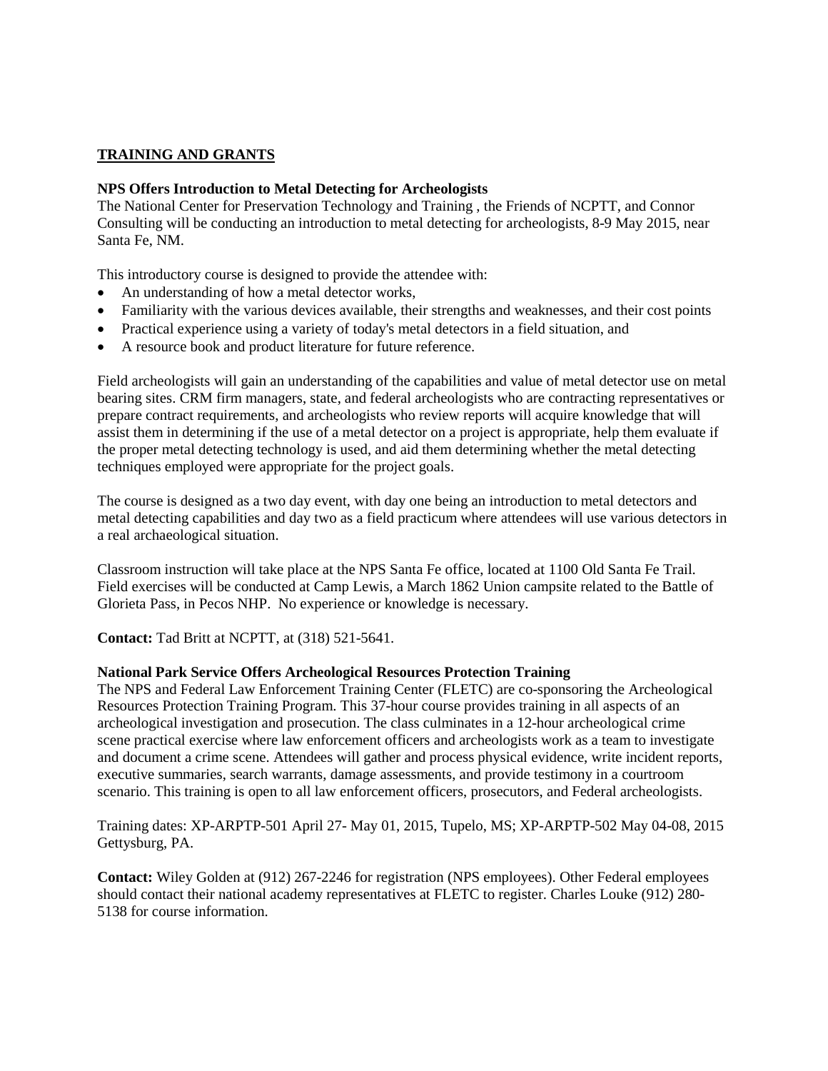## TRAINING AND GRANTS

### NPS Offers Introduction to Metal Detecting for Archeologists

The National Center for Preservation Technology and Training , the Friends of NCPTT, and Connor Consulting will be conducting an introduction to metal detecting for archeologists, 8-9 May 2015, near Santa Fe, NM.

This introductory course is designed to provide the attendee with:

- An understanding of how a metal detector works,
- Familiarity with the various devices available, their strengths and weaknesses, and their cost points
- Practical experience using a variety of today's metal detectors in a field situation, and
- A resource book and product literature for future reference.

Field archeologists will gain an understanding of the capabilities and value of metal detector use on metal bearing sites. CRM firm managers, state, and federal archeologists who are contracting representatives or prepare contract requirements, and archeologists who review reports will acquire knowledge that will assist them in determining if the use of a metal detector on a project is appropriate, help them evaluate if the proper metal detecting technology is used, and aid them determining whether the metal detecting techniques employed were appropriate for the project goals.

The course is designed as a two day event, with day one being an introduction to metal detectors and metal detecting capabilities and day two as a field practicum where attendees will use various detectors in a real archaeological situation.

Classroom instruction will take place at the NPS Santa Fe office, located at 1100 Old Santa Fe Trail. Field exercises will be conducted at Camp Lewis, a March 1862 Union campsite related to the Battle of Glorieta Pass, in Pecos NHP. No experience or knowledge is necessary.

**Contact:** Tad Britt at NCPTT, at (318) 521-5641.

### National Park Service Offers Archeological Resources Protection Training

The NPS and Federal Law Enforcement Training Center (FLETC) are co-sponsoring the Archeological Resources Protection Training Program. This 37-hour course provides training in all aspects of an archeological investigation and prosecution. The class culminates in a 12-hour archeological crime scene practical exercise where law enforcement officers and archeologists work as a team to investigate and document a crime scene. Attendees will gather and process physical evidence, write incident reports, executive summaries, search warrants, damage assessments, and provide testimony in a courtroom scenario. This training is open to all law enforcement officers, prosecutors, and Federal archeologists.

Training dates: XP-ARPTP-501 April 27- May 01, 2015, Tupelo, MS; XP-ARPTP-502 May 04-08, 2015 Gettysburg, PA.

**Contact:** Wiley Golden at (912) 267-2246 for registration (NPS employees). Other Federal employees should contact their national academy representatives at FLETC to register. Charles Louke (912) 280-5138 for course information.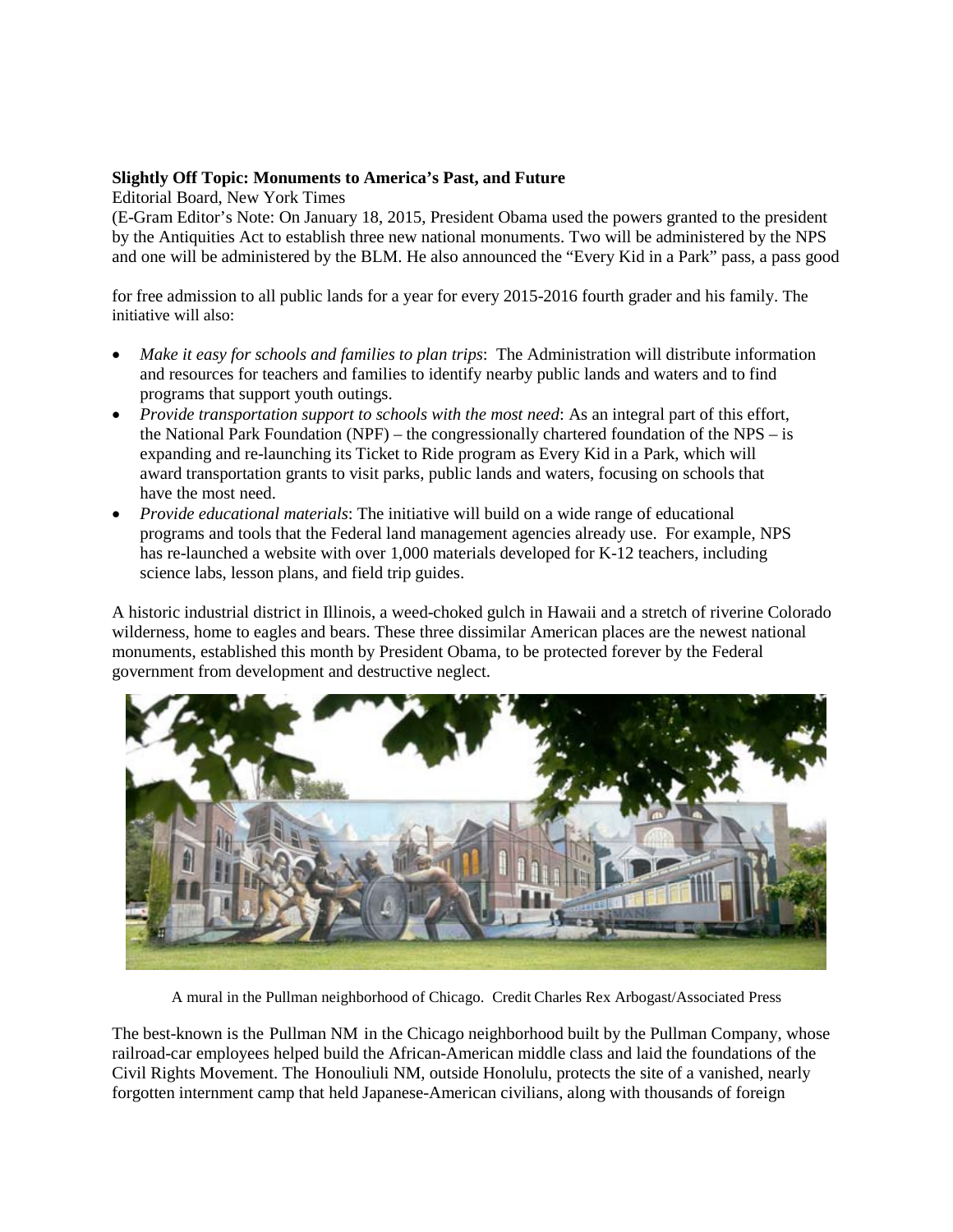**Slightly Off Topic: Monuments to America's Past, and Future**

Editorial Board, New York Times

(E-Gram Editor's Note: On January 18, 2015, President Obama used the powers granted to the president by the Antiquities Act to establish three new national monuments. Two will be administered by the NPS and one will be administered by the BLM. He also announced the "Every Kid in a Park" pass, a pass good for free admission to all public lands for a year for every 2015-2016 fourth grader and his family. The initiative will also:

- *Make it easy for schools and families to plan trips*: The Administration will distribute information and resources for teachers and families to identify nearby public lands and waters and to find programs that support youth outings.
- *Provide transportation support to schools with the most need*: As an integral part of this effort, the National Park Foundation (NPF) – the congressionally chartered foundation of the NPS – is expanding and re-launching its Ticket to Ride program as Every Kid in a Park, which will award transportation grants to visit parks, public lands and waters, focusing on schools that have the most need.
- *Provide educational materials*: The initiative will build on a wide range of educational programs and tools that the Federal land management agencies already use. For example, NPS has re-launched a website with over 1,000 materials developed for K-12 teachers, including science labs, lesson plans, and field trip guides.

A historic industrial district in Illinois, a weed-choked gulch in Hawaii and a stretch of riverine Colorado wilderness, home to eagles and bears. These three dissimilar American places are the newest national monuments, established this month by President Obama, to be protected forever by the Federal government from development and destructive neglect.

A mural in the Pullman neighborhood of Chicago. Credit Charles Rex Arbogast/Associated Press

The best-known is the Pullman NM in the Chicago neighborhood built by the Pullman Company, whose railroad-car employees helped build the African-American middle class and laid the foundations of the Civil Rights Movement. The Honouliuli NM, outside Honolulu, protects the site of a vanished, nearly forgotten internment camp that held Japanese-American civilians, along with thousands of foreign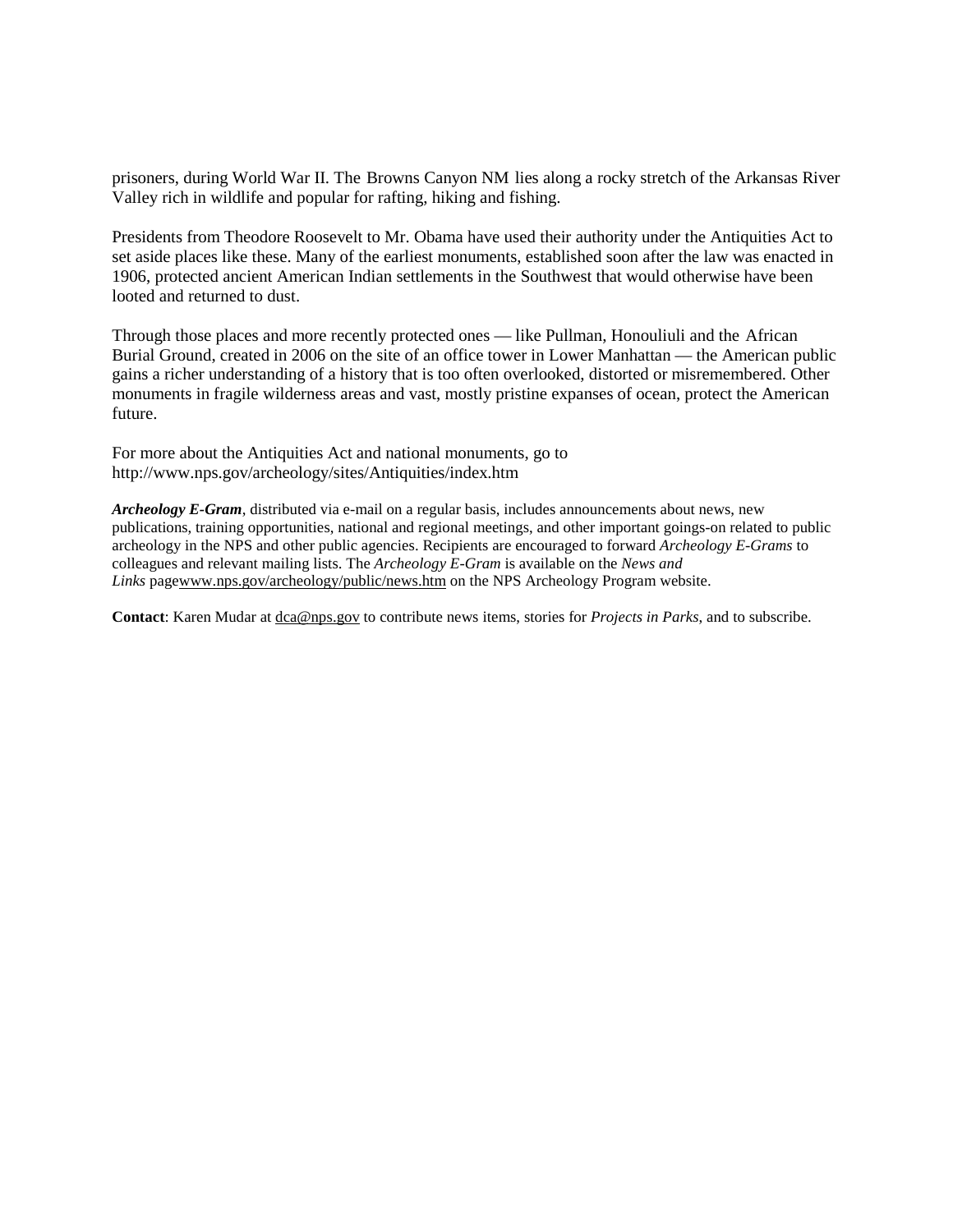prisoners, during World War II. The Browns Canyon NM lies along a rocky stretch of the Arkansas River Valley rich in wildlife and popular for rafting, hiking and fishing.

Presidents from Theodore Roosevelt to Mr. Obama have used their authority under the Antiquities Act to set aside places like these. Many of the earliest monuments, established soon after the law was enacted in 1906, protected ancient American Indian settlements in the Southwest that would otherwise have been looted and returned to dust.

Through those places and more recently protected ones — like Pullman, Honouliuli and the African Burial Ground, created in 2006 on the site of an office tower in Lower Manhattan — the American public gains a richer understanding of a history that is too often overlooked, distorted or misremembered. Other monuments in fragile wilderness areas and vast, mostly pristine expanses of ocean, protect the American future.

For more about the Antiquities Act and national monuments, go to http://www.nps.gov/archeology/sites/Antiquities/index.htm

***Archeology E-Gram***, distributed via e-mail on a regular basis, includes announcements about news, new publications, training opportunities, national and regional meetings, and other important goings-on related to public archeology in the NPS and other public agencies. Recipients are encouraged to forward *Archeology E-Grams* to colleagues and relevant mailing lists. The *Archeology E-Gram* is available on the *News and Links* pagewww.nps.gov/archeology/public/news.htm on the NPS Archeology Program website.

**Contact**: Karen Mudar at dca@nps.gov to contribute news items, stories for *Projects in Parks*, and to subscribe.